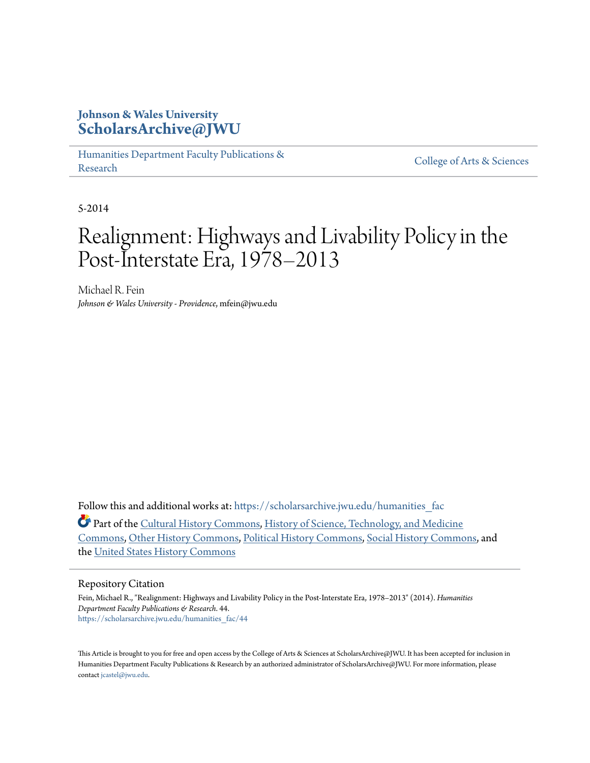**Johnson & Wales University**
**ScholarsArchive@JWU**

Humanities Department Faculty Publications & Research

College of Arts & Sciences

5-2014

# Realignment: Highways and Livability Policy in the Post-Interstate Era, 1978–2013

Michael R. Fein
*Johnson & Wales University - Providence*, mfein@jwu.edu

Follow this and additional works at: https://scholarsarchive.jwu.edu/humanities_fac

Part of the Cultural History Commons, History of Science, Technology, and Medicine Commons, Other History Commons, Political History Commons, Social History Commons, and the United States History Commons

## Repository Citation

Fein, Michael R., "Realignment: Highways and Livability Policy in the Post-Interstate Era, 1978–2013" (2014). *Humanities Department Faculty Publications & Research*. 44.
https://scholarsarchive.jwu.edu/humanities_fac/44

This Article is brought to you for free and open access by the College of Arts & Sciences at ScholarsArchive@JWU. It has been accepted for inclusion in Humanities Department Faculty Publications & Research by an authorized administrator of ScholarsArchive@JWU. For more information, please contact jcastel@jwu.edu.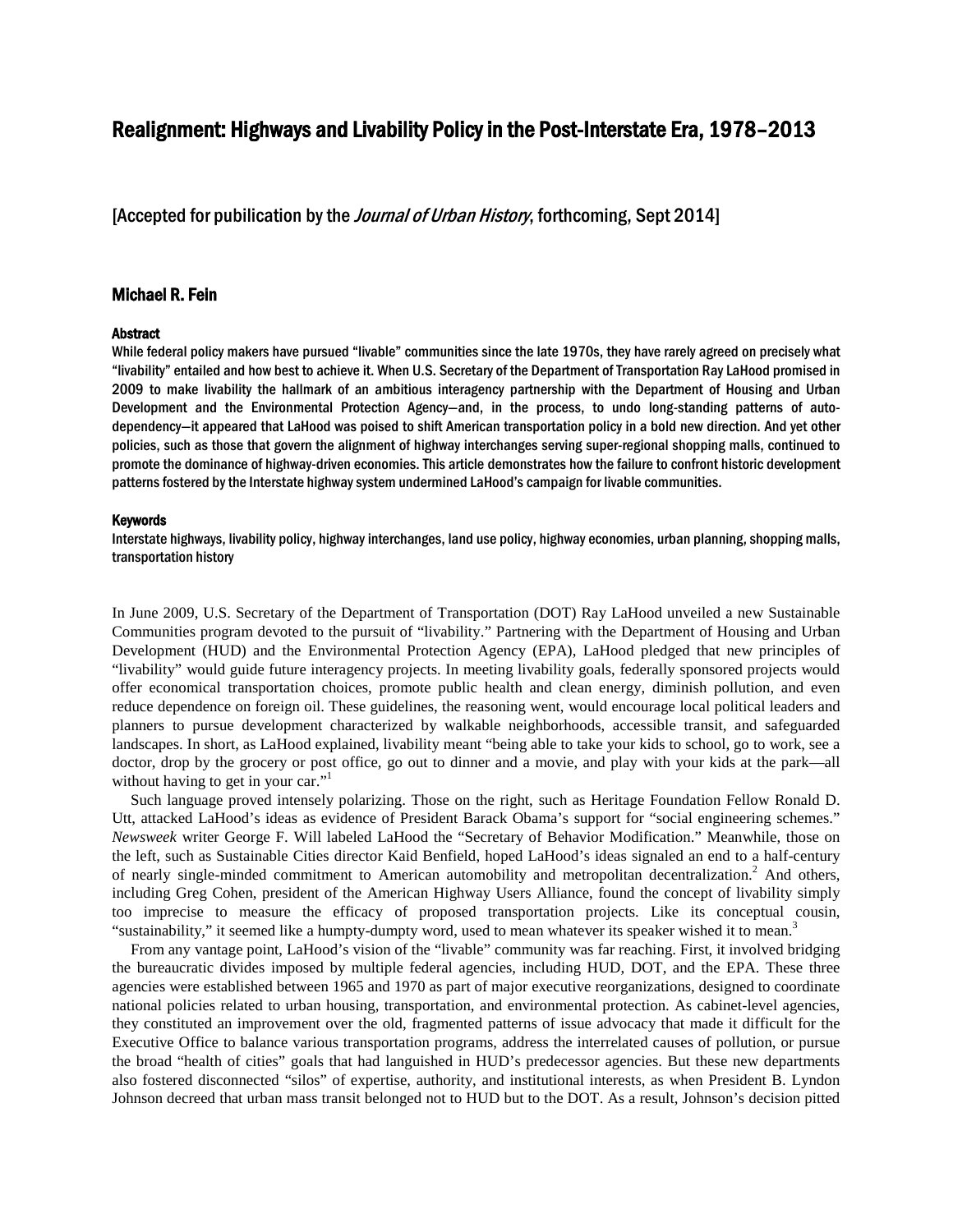# Realignment: Highways and Livability Policy in the Post-Interstate Era, 1978–2013

[Accepted for pubilication by the *Journal of Urban History*, forthcoming, Sept 2014]

## Michael R. Fein

### Abstract

While federal policy makers have pursued "livable" communities since the late 1970s, they have rarely agreed on precisely what "livability" entailed and how best to achieve it. When U.S. Secretary of the Department of Transportation Ray LaHood promised in 2009 to make livability the hallmark of an ambitious interagency partnership with the Department of Housing and Urban Development and the Environmental Protection Agency—and, in the process, to undo long-standing patterns of auto-dependency—it appeared that LaHood was poised to shift American transportation policy in a bold new direction. And yet other policies, such as those that govern the alignment of highway interchanges serving super-regional shopping malls, continued to promote the dominance of highway-driven economies. This article demonstrates how the failure to confront historic development patterns fostered by the Interstate highway system undermined LaHood's campaign for livable communities.

### Keywords

Interstate highways, livability policy, highway interchanges, land use policy, highway economies, urban planning, shopping malls, transportation history

In June 2009, U.S. Secretary of the Department of Transportation (DOT) Ray LaHood unveiled a new Sustainable Communities program devoted to the pursuit of "livability." Partnering with the Department of Housing and Urban Development (HUD) and the Environmental Protection Agency (EPA), LaHood pledged that new principles of "livability" would guide future interagency projects. In meeting livability goals, federally sponsored projects would offer economical transportation choices, promote public health and clean energy, diminish pollution, and even reduce dependence on foreign oil. These guidelines, the reasoning went, would encourage local political leaders and planners to pursue development characterized by walkable neighborhoods, accessible transit, and safeguarded landscapes. In short, as LaHood explained, livability meant "being able to take your kids to school, go to work, see a doctor, drop by the grocery or post office, go out to dinner and a movie, and play with your kids at the park—all without having to get in your car."[1]

Such language proved intensely polarizing. Those on the right, such as Heritage Foundation Fellow Ronald D. Utt, attacked LaHood's ideas as evidence of President Barack Obama's support for "social engineering schemes." *Newsweek* writer George F. Will labeled LaHood the "Secretary of Behavior Modification." Meanwhile, those on the left, such as Sustainable Cities director Kaid Benfield, hoped LaHood's ideas signaled an end to a half-century of nearly single-minded commitment to American automobility and metropolitan decentralization.[2] And others, including Greg Cohen, president of the American Highway Users Alliance, found the concept of livability simply too imprecise to measure the efficacy of proposed transportation projects. Like its conceptual cousin, "sustainability," it seemed like a humpty-dumpty word, used to mean whatever its speaker wished it to mean.[3]

From any vantage point, LaHood's vision of the "livable" community was far reaching. First, it involved bridging the bureaucratic divides imposed by multiple federal agencies, including HUD, DOT, and the EPA. These three agencies were established between 1965 and 1970 as part of major executive reorganizations, designed to coordinate national policies related to urban housing, transportation, and environmental protection. As cabinet-level agencies, they constituted an improvement over the old, fragmented patterns of issue advocacy that made it difficult for the Executive Office to balance various transportation programs, address the interrelated causes of pollution, or pursue the broad "health of cities" goals that had languished in HUD's predecessor agencies. But these new departments also fostered disconnected "silos" of expertise, authority, and institutional interests, as when President B. Lyndon Johnson decreed that urban mass transit belonged not to HUD but to the DOT. As a result, Johnson's decision pitted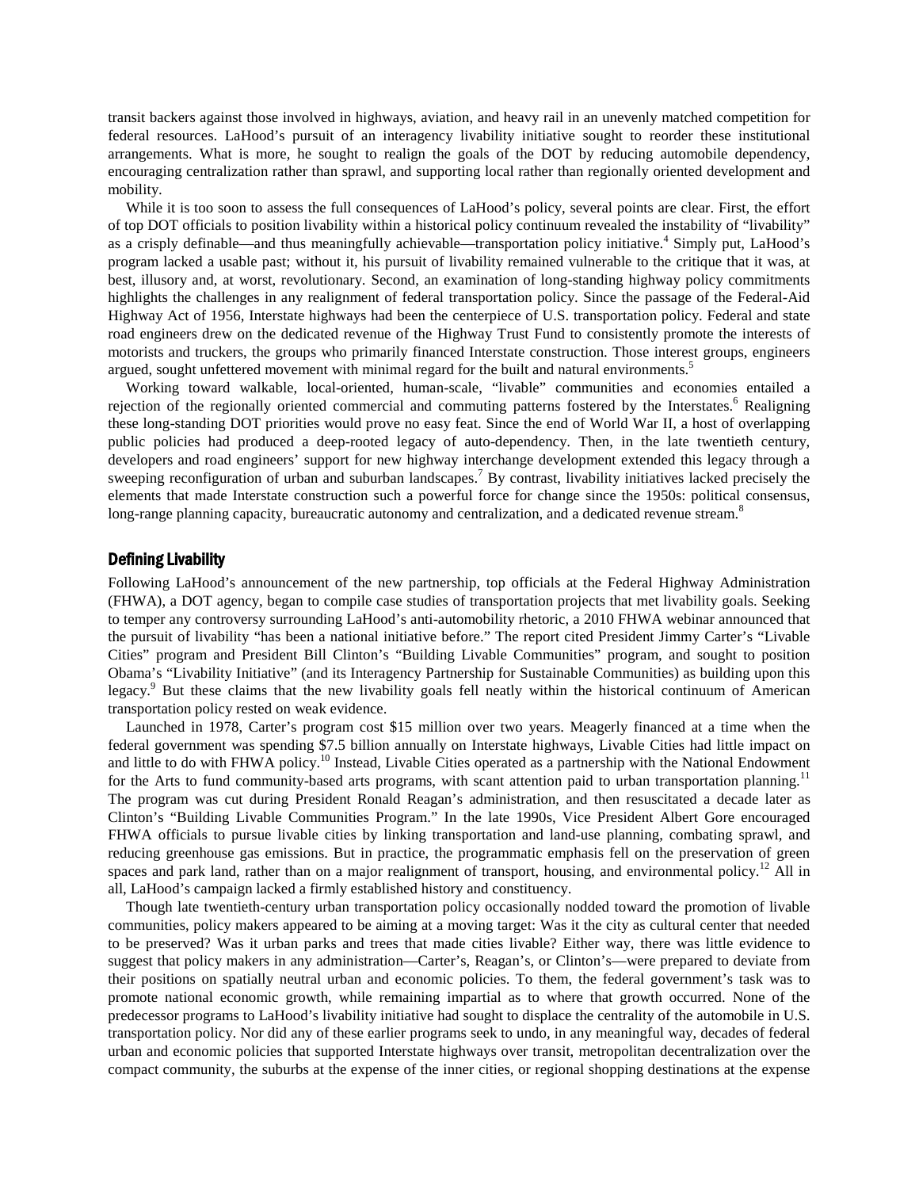transit backers against those involved in highways, aviation, and heavy rail in an unevenly matched competition for federal resources. LaHood's pursuit of an interagency livability initiative sought to reorder these institutional arrangements. What is more, he sought to realign the goals of the DOT by reducing automobile dependency, encouraging centralization rather than sprawl, and supporting local rather than regionally oriented development and mobility.

While it is too soon to assess the full consequences of LaHood's policy, several points are clear. First, the effort of top DOT officials to position livability within a historical policy continuum revealed the instability of "livability" as a crisply definable—and thus meaningfully achievable—transportation policy initiative.[4] Simply put, LaHood's program lacked a usable past; without it, his pursuit of livability remained vulnerable to the critique that it was, at best, illusory and, at worst, revolutionary. Second, an examination of long-standing highway policy commitments highlights the challenges in any realignment of federal transportation policy. Since the passage of the Federal-Aid Highway Act of 1956, Interstate highways had been the centerpiece of U.S. transportation policy. Federal and state road engineers drew on the dedicated revenue of the Highway Trust Fund to consistently promote the interests of motorists and truckers, the groups who primarily financed Interstate construction. Those interest groups, engineers argued, sought unfettered movement with minimal regard for the built and natural environments.[5]

Working toward walkable, local-oriented, human-scale, "livable" communities and economies entailed a rejection of the regionally oriented commercial and commuting patterns fostered by the Interstates.[6] Realigning these long-standing DOT priorities would prove no easy feat. Since the end of World War II, a host of overlapping public policies had produced a deep-rooted legacy of auto-dependency. Then, in the late twentieth century, developers and road engineers' support for new highway interchange development extended this legacy through a sweeping reconfiguration of urban and suburban landscapes.[7] By contrast, livability initiatives lacked precisely the elements that made Interstate construction such a powerful force for change since the 1950s: political consensus, long-range planning capacity, bureaucratic autonomy and centralization, and a dedicated revenue stream.[8]

## Defining Livability

Following LaHood's announcement of the new partnership, top officials at the Federal Highway Administration (FHWA), a DOT agency, began to compile case studies of transportation projects that met livability goals. Seeking to temper any controversy surrounding LaHood's anti-automobility rhetoric, a 2010 FHWA webinar announced that the pursuit of livability "has been a national initiative before." The report cited President Jimmy Carter's "Livable Cities" program and President Bill Clinton's "Building Livable Communities" program, and sought to position Obama's "Livability Initiative" (and its Interagency Partnership for Sustainable Communities) as building upon this legacy.[9] But these claims that the new livability goals fell neatly within the historical continuum of American transportation policy rested on weak evidence.

Launched in 1978, Carter's program cost $15 million over two years. Meagerly financed at a time when the federal government was spending $7.5 billion annually on Interstate highways, Livable Cities had little impact on and little to do with FHWA policy.[10] Instead, Livable Cities operated as a partnership with the National Endowment for the Arts to fund community-based arts programs, with scant attention paid to urban transportation planning.[11] The program was cut during President Ronald Reagan's administration, and then resuscitated a decade later as Clinton's "Building Livable Communities Program." In the late 1990s, Vice President Albert Gore encouraged FHWA officials to pursue livable cities by linking transportation and land-use planning, combating sprawl, and reducing greenhouse gas emissions. But in practice, the programmatic emphasis fell on the preservation of green spaces and park land, rather than on a major realignment of transport, housing, and environmental policy.[12] All in all, LaHood's campaign lacked a firmly established history and constituency.

Though late twentieth-century urban transportation policy occasionally nodded toward the promotion of livable communities, policy makers appeared to be aiming at a moving target: Was it the city as cultural center that needed to be preserved? Was it urban parks and trees that made cities livable? Either way, there was little evidence to suggest that policy makers in any administration—Carter's, Reagan's, or Clinton's—were prepared to deviate from their positions on spatially neutral urban and economic policies. To them, the federal government's task was to promote national economic growth, while remaining impartial as to where that growth occurred. None of the predecessor programs to LaHood's livability initiative had sought to displace the centrality of the automobile in U.S. transportation policy. Nor did any of these earlier programs seek to undo, in any meaningful way, decades of federal urban and economic policies that supported Interstate highways over transit, metropolitan decentralization over the compact community, the suburbs at the expense of the inner cities, or regional shopping destinations at the expense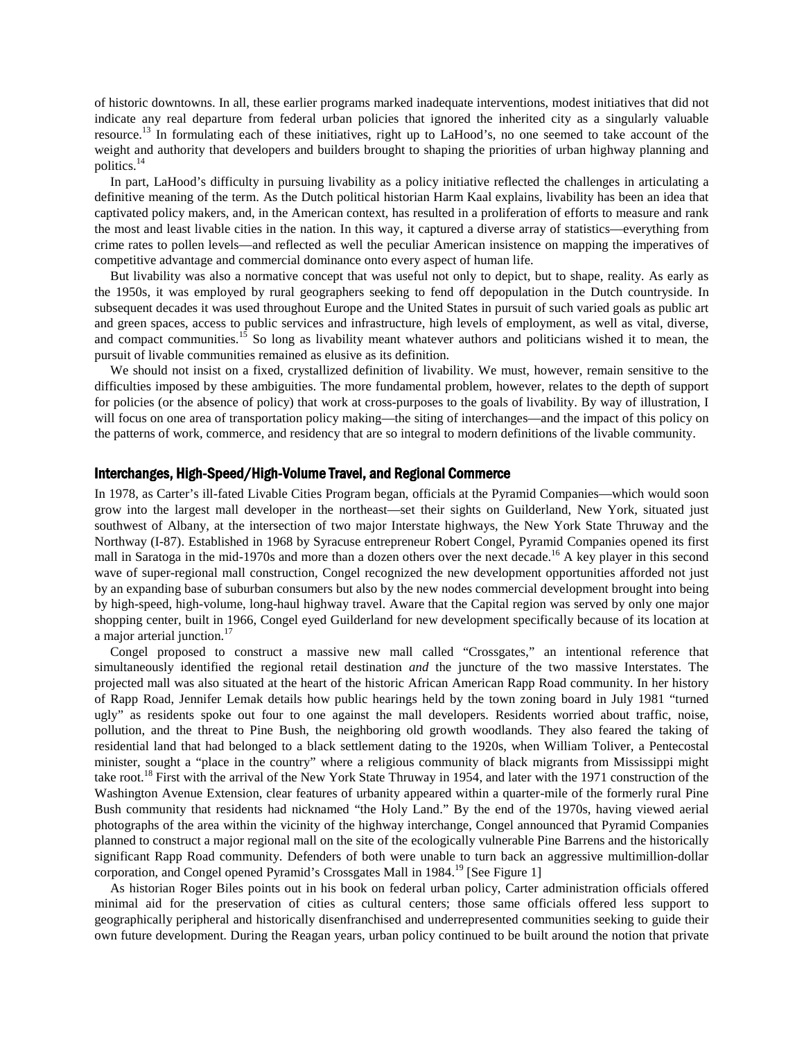of historic downtowns. In all, these earlier programs marked inadequate interventions, modest initiatives that did not indicate any real departure from federal urban policies that ignored the inherited city as a singularly valuable resource.[13] In formulating each of these initiatives, right up to LaHood's, no one seemed to take account of the weight and authority that developers and builders brought to shaping the priorities of urban highway planning and politics.[14]

In part, LaHood's difficulty in pursuing livability as a policy initiative reflected the challenges in articulating a definitive meaning of the term. As the Dutch political historian Harm Kaal explains, livability has been an idea that captivated policy makers, and, in the American context, has resulted in a proliferation of efforts to measure and rank the most and least livable cities in the nation. In this way, it captured a diverse array of statistics—everything from crime rates to pollen levels—and reflected as well the peculiar American insistence on mapping the imperatives of competitive advantage and commercial dominance onto every aspect of human life.

But livability was also a normative concept that was useful not only to depict, but to shape, reality. As early as the 1950s, it was employed by rural geographers seeking to fend off depopulation in the Dutch countryside. In subsequent decades it was used throughout Europe and the United States in pursuit of such varied goals as public art and green spaces, access to public services and infrastructure, high levels of employment, as well as vital, diverse, and compact communities.[15] So long as livability meant whatever authors and politicians wished it to mean, the pursuit of livable communities remained as elusive as its definition.

We should not insist on a fixed, crystallized definition of livability. We must, however, remain sensitive to the difficulties imposed by these ambiguities. The more fundamental problem, however, relates to the depth of support for policies (or the absence of policy) that work at cross-purposes to the goals of livability. By way of illustration, I will focus on one area of transportation policy making—the siting of interchanges—and the impact of this policy on the patterns of work, commerce, and residency that are so integral to modern definitions of the livable community.

## Interchanges, High-Speed/High-Volume Travel, and Regional Commerce

In 1978, as Carter's ill-fated Livable Cities Program began, officials at the Pyramid Companies—which would soon grow into the largest mall developer in the northeast—set their sights on Guilderland, New York, situated just southwest of Albany, at the intersection of two major Interstate highways, the New York State Thruway and the Northway (I-87). Established in 1968 by Syracuse entrepreneur Robert Congel, Pyramid Companies opened its first mall in Saratoga in the mid-1970s and more than a dozen others over the next decade.[16] A key player in this second wave of super-regional mall construction, Congel recognized the new development opportunities afforded not just by an expanding base of suburban consumers but also by the new nodes commercial development brought into being by high-speed, high-volume, long-haul highway travel. Aware that the Capital region was served by only one major shopping center, built in 1966, Congel eyed Guilderland for new development specifically because of its location at a major arterial junction.[17]

Congel proposed to construct a massive new mall called "Crossgates," an intentional reference that simultaneously identified the regional retail destination *and* the juncture of the two massive Interstates. The projected mall was also situated at the heart of the historic African American Rapp Road community. In her history of Rapp Road, Jennifer Lemak details how public hearings held by the town zoning board in July 1981 "turned ugly" as residents spoke out four to one against the mall developers. Residents worried about traffic, noise, pollution, and the threat to Pine Bush, the neighboring old growth woodlands. They also feared the taking of residential land that had belonged to a black settlement dating to the 1920s, when William Toliver, a Pentecostal minister, sought a "place in the country" where a religious community of black migrants from Mississippi might take root.[18] First with the arrival of the New York State Thruway in 1954, and later with the 1971 construction of the Washington Avenue Extension, clear features of urbanity appeared within a quarter-mile of the formerly rural Pine Bush community that residents had nicknamed "the Holy Land." By the end of the 1970s, having viewed aerial photographs of the area within the vicinity of the highway interchange, Congel announced that Pyramid Companies planned to construct a major regional mall on the site of the ecologically vulnerable Pine Barrens and the historically significant Rapp Road community. Defenders of both were unable to turn back an aggressive multimillion-dollar corporation, and Congel opened Pyramid's Crossgates Mall in 1984.[19] [See Figure 1]

As historian Roger Biles points out in his book on federal urban policy, Carter administration officials offered minimal aid for the preservation of cities as cultural centers; those same officials offered less support to geographically peripheral and historically disenfranchised and underrepresented communities seeking to guide their own future development. During the Reagan years, urban policy continued to be built around the notion that private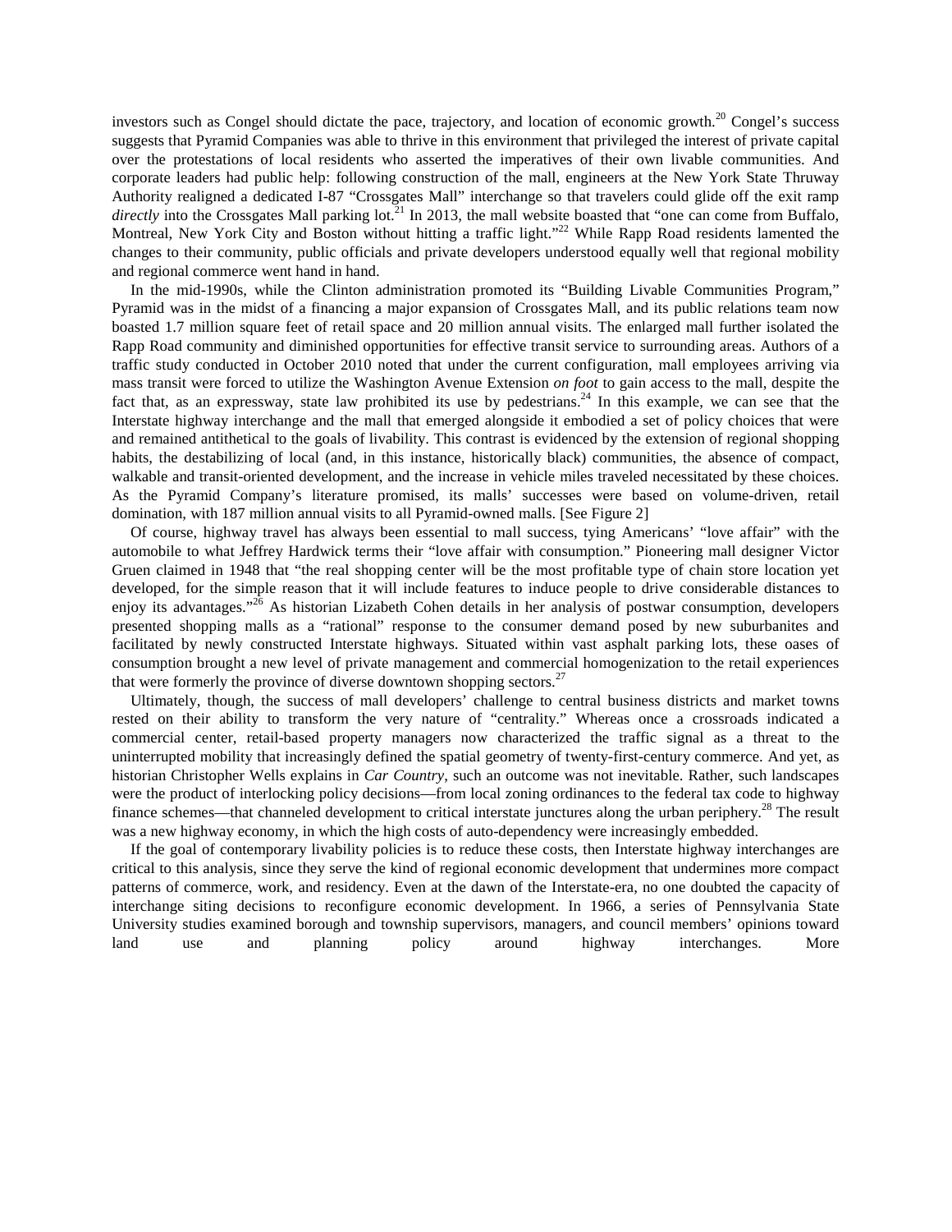investors such as Congel should dictate the pace, trajectory, and location of economic growth.[20] Congel's success suggests that Pyramid Companies was able to thrive in this environment that privileged the interest of private capital over the protestations of local residents who asserted the imperatives of their own livable communities. And corporate leaders had public help: following construction of the mall, engineers at the New York State Thruway Authority realigned a dedicated I-87 "Crossgates Mall" interchange so that travelers could glide off the exit ramp *directly* into the Crossgates Mall parking lot.[21] In 2013, the mall website boasted that "one can come from Buffalo, Montreal, New York City and Boston without hitting a traffic light."[22] While Rapp Road residents lamented the changes to their community, public officials and private developers understood equally well that regional mobility and regional commerce went hand in hand.

In the mid-1990s, while the Clinton administration promoted its "Building Livable Communities Program," Pyramid was in the midst of a financing a major expansion of Crossgates Mall, and its public relations team now boasted 1.7 million square feet of retail space and 20 million annual visits. The enlarged mall further isolated the Rapp Road community and diminished opportunities for effective transit service to surrounding areas. Authors of a traffic study conducted in October 2010 noted that under the current configuration, mall employees arriving via mass transit were forced to utilize the Washington Avenue Extension *on foot* to gain access to the mall, despite the fact that, as an expressway, state law prohibited its use by pedestrians.[24] In this example, we can see that the Interstate highway interchange and the mall that emerged alongside it embodied a set of policy choices that were and remained antithetical to the goals of livability. This contrast is evidenced by the extension of regional shopping habits, the destabilizing of local (and, in this instance, historically black) communities, the absence of compact, walkable and transit-oriented development, and the increase in vehicle miles traveled necessitated by these choices. As the Pyramid Company's literature promised, its malls' successes were based on volume-driven, retail domination, with 187 million annual visits to all Pyramid-owned malls. [See Figure 2]

Of course, highway travel has always been essential to mall success, tying Americans' "love affair" with the automobile to what Jeffrey Hardwick terms their "love affair with consumption." Pioneering mall designer Victor Gruen claimed in 1948 that "the real shopping center will be the most profitable type of chain store location yet developed, for the simple reason that it will include features to induce people to drive considerable distances to enjoy its advantages."[26] As historian Lizabeth Cohen details in her analysis of postwar consumption, developers presented shopping malls as a "rational" response to the consumer demand posed by new suburbanites and facilitated by newly constructed Interstate highways. Situated within vast asphalt parking lots, these oases of consumption brought a new level of private management and commercial homogenization to the retail experiences that were formerly the province of diverse downtown shopping sectors.[27]

Ultimately, though, the success of mall developers' challenge to central business districts and market towns rested on their ability to transform the very nature of "centrality." Whereas once a crossroads indicated a commercial center, retail-based property managers now characterized the traffic signal as a threat to the uninterrupted mobility that increasingly defined the spatial geometry of twenty-first-century commerce. And yet, as historian Christopher Wells explains in *Car Country*, such an outcome was not inevitable. Rather, such landscapes were the product of interlocking policy decisions—from local zoning ordinances to the federal tax code to highway finance schemes—that channeled development to critical interstate junctures along the urban periphery.[28] The result was a new highway economy, in which the high costs of auto-dependency were increasingly embedded.

If the goal of contemporary livability policies is to reduce these costs, then Interstate highway interchanges are critical to this analysis, since they serve the kind of regional economic development that undermines more compact patterns of commerce, work, and residency. Even at the dawn of the Interstate-era, no one doubted the capacity of interchange siting decisions to reconfigure economic development. In 1966, a series of Pennsylvania State University studies examined borough and township supervisors, managers, and council members' opinions toward land use and planning policy around highway interchanges. More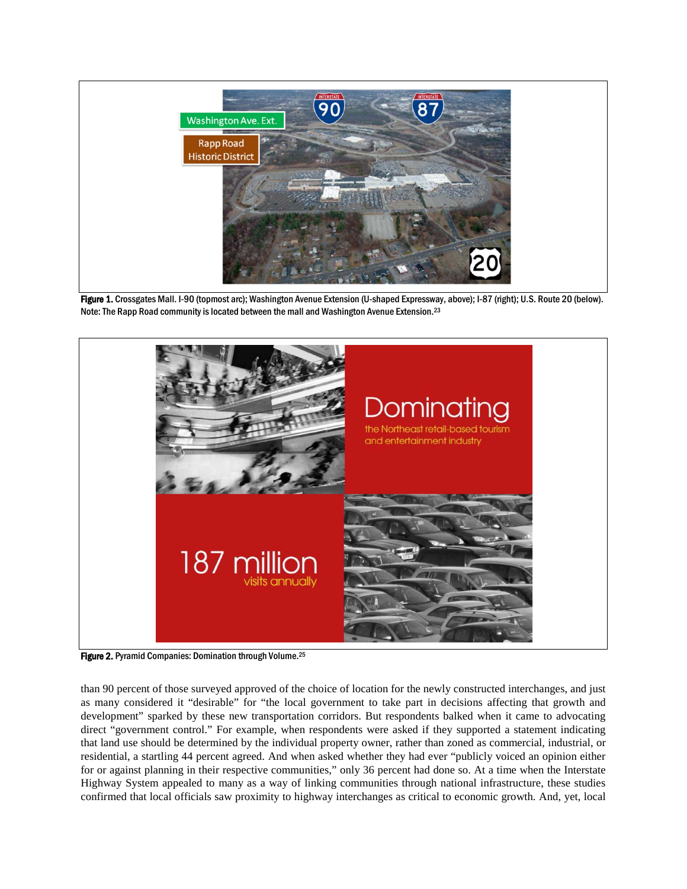**Figure 1.** Crossgates Mall. I-90 (topmost arc); Washington Avenue Extension (U-shaped Expressway, above); I-87 (right); U.S. Route 20 (below). Note: The Rapp Road community is located between the mall and Washington Avenue Extension.[23]

**Figure 2.** Pyramid Companies: Domination through Volume.[25]

than 90 percent of those surveyed approved of the choice of location for the newly constructed interchanges, and just as many considered it "desirable" for "the local government to take part in decisions affecting that growth and development" sparked by these new transportation corridors. But respondents balked when it came to advocating direct "government control." For example, when respondents were asked if they supported a statement indicating that land use should be determined by the individual property owner, rather than zoned as commercial, industrial, or residential, a startling 44 percent agreed. And when asked whether they had ever "publicly voiced an opinion either for or against planning in their respective communities," only 36 percent had done so. At a time when the Interstate Highway System appealed to many as a way of linking communities through national infrastructure, these studies confirmed that local officials saw proximity to highway interchanges as critical to economic growth. And, yet, local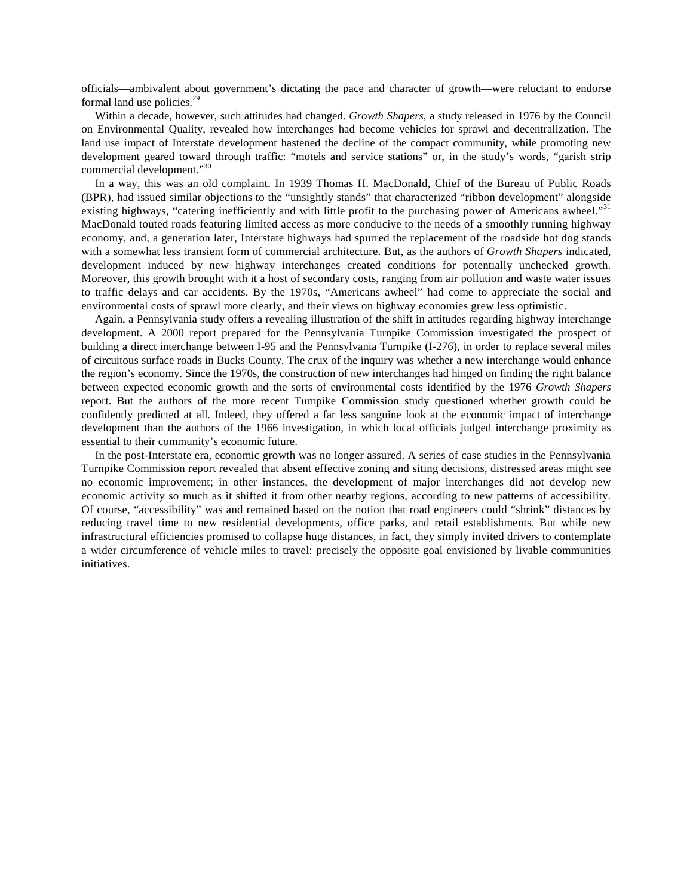officials—ambivalent about government's dictating the pace and character of growth—were reluctant to endorse formal land use policies.[29]

Within a decade, however, such attitudes had changed. *Growth Shapers*, a study released in 1976 by the Council on Environmental Quality, revealed how interchanges had become vehicles for sprawl and decentralization. The land use impact of Interstate development hastened the decline of the compact community, while promoting new development geared toward through traffic: "motels and service stations" or, in the study's words, "garish strip commercial development."[30]

In a way, this was an old complaint. In 1939 Thomas H. MacDonald, Chief of the Bureau of Public Roads (BPR), had issued similar objections to the "unsightly stands" that characterized "ribbon development" alongside existing highways, "catering inefficiently and with little profit to the purchasing power of Americans awheel."[31] MacDonald touted roads featuring limited access as more conducive to the needs of a smoothly running highway economy, and, a generation later, Interstate highways had spurred the replacement of the roadside hot dog stands with a somewhat less transient form of commercial architecture. But, as the authors of *Growth Shapers* indicated, development induced by new highway interchanges created conditions for potentially unchecked growth. Moreover, this growth brought with it a host of secondary costs, ranging from air pollution and waste water issues to traffic delays and car accidents. By the 1970s, "Americans awheel" had come to appreciate the social and environmental costs of sprawl more clearly, and their views on highway economies grew less optimistic.

Again, a Pennsylvania study offers a revealing illustration of the shift in attitudes regarding highway interchange development. A 2000 report prepared for the Pennsylvania Turnpike Commission investigated the prospect of building a direct interchange between I-95 and the Pennsylvania Turnpike (I-276), in order to replace several miles of circuitous surface roads in Bucks County. The crux of the inquiry was whether a new interchange would enhance the region's economy. Since the 1970s, the construction of new interchanges had hinged on finding the right balance between expected economic growth and the sorts of environmental costs identified by the 1976 *Growth Shapers* report. But the authors of the more recent Turnpike Commission study questioned whether growth could be confidently predicted at all. Indeed, they offered a far less sanguine look at the economic impact of interchange development than the authors of the 1966 investigation, in which local officials judged interchange proximity as essential to their community's economic future.

In the post-Interstate era, economic growth was no longer assured. A series of case studies in the Pennsylvania Turnpike Commission report revealed that absent effective zoning and siting decisions, distressed areas might see no economic improvement; in other instances, the development of major interchanges did not develop new economic activity so much as it shifted it from other nearby regions, according to new patterns of accessibility. Of course, "accessibility" was and remained based on the notion that road engineers could "shrink" distances by reducing travel time to new residential developments, office parks, and retail establishments. But while new infrastructural efficiencies promised to collapse huge distances, in fact, they simply invited drivers to contemplate a wider circumference of vehicle miles to travel: precisely the opposite goal envisioned by livable communities initiatives.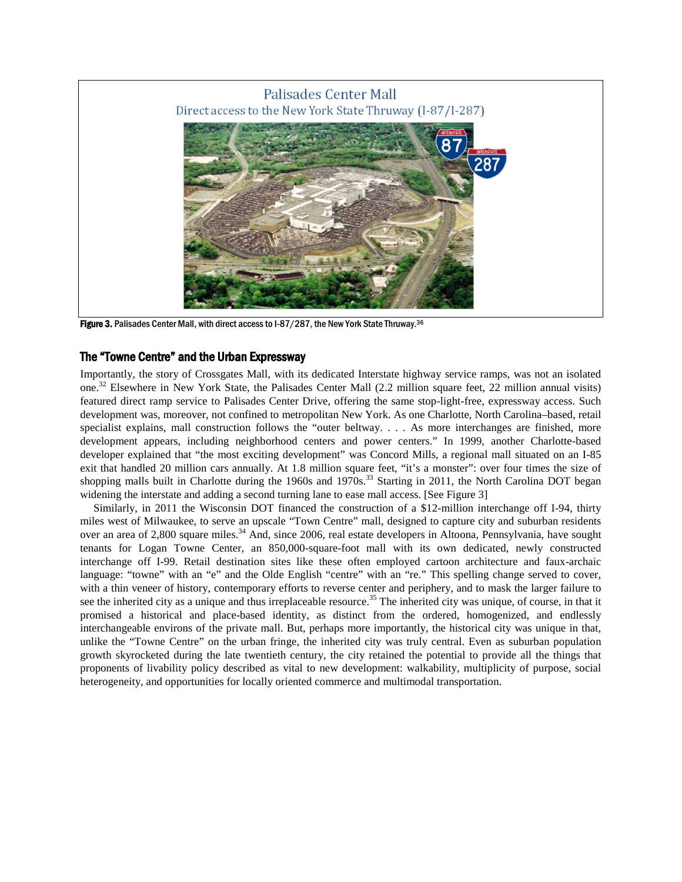Palisades Center Mall

Direct access to the New York State Thruway (I-87/I-287)

**Figure 3.** Palisades Center Mall, with direct access to I-87/287, the New York State Thruway.[36]

## The "Towne Centre" and the Urban Expressway

Importantly, the story of Crossgates Mall, with its dedicated Interstate highway service ramps, was not an isolated one.[32] Elsewhere in New York State, the Palisades Center Mall (2.2 million square feet, 22 million annual visits) featured direct ramp service to Palisades Center Drive, offering the same stop-light-free, expressway access. Such development was, moreover, not confined to metropolitan New York. As one Charlotte, North Carolina–based, retail specialist explains, mall construction follows the "outer beltway. . . . As more interchanges are finished, more development appears, including neighborhood centers and power centers." In 1999, another Charlotte-based developer explained that "the most exciting development" was Concord Mills, a regional mall situated on an I-85 exit that handled 20 million cars annually. At 1.8 million square feet, "it's a monster": over four times the size of shopping malls built in Charlotte during the 1960s and 1970s.[33] Starting in 2011, the North Carolina DOT began widening the interstate and adding a second turning lane to ease mall access. [See Figure 3]

Similarly, in 2011 the Wisconsin DOT financed the construction of a $12-million interchange off I-94, thirty miles west of Milwaukee, to serve an upscale "Town Centre" mall, designed to capture city and suburban residents over an area of 2,800 square miles.[34] And, since 2006, real estate developers in Altoona, Pennsylvania, have sought tenants for Logan Towne Center, an 850,000-square-foot mall with its own dedicated, newly constructed interchange off I-99. Retail destination sites like these often employed cartoon architecture and faux-archaic language: "towne" with an "e" and the Olde English "centre" with an "re." This spelling change served to cover, with a thin veneer of history, contemporary efforts to reverse center and periphery, and to mask the larger failure to see the inherited city as a unique and thus irreplaceable resource.[35] The inherited city was unique, of course, in that it promised a historical and place-based identity, as distinct from the ordered, homogenized, and endlessly interchangeable environs of the private mall. But, perhaps more importantly, the historical city was unique in that, unlike the "Towne Centre" on the urban fringe, the inherited city was truly central. Even as suburban population growth skyrocketed during the late twentieth century, the city retained the potential to provide all the things that proponents of livability policy described as vital to new development: walkability, multiplicity of purpose, social heterogeneity, and opportunities for locally oriented commerce and multimodal transportation.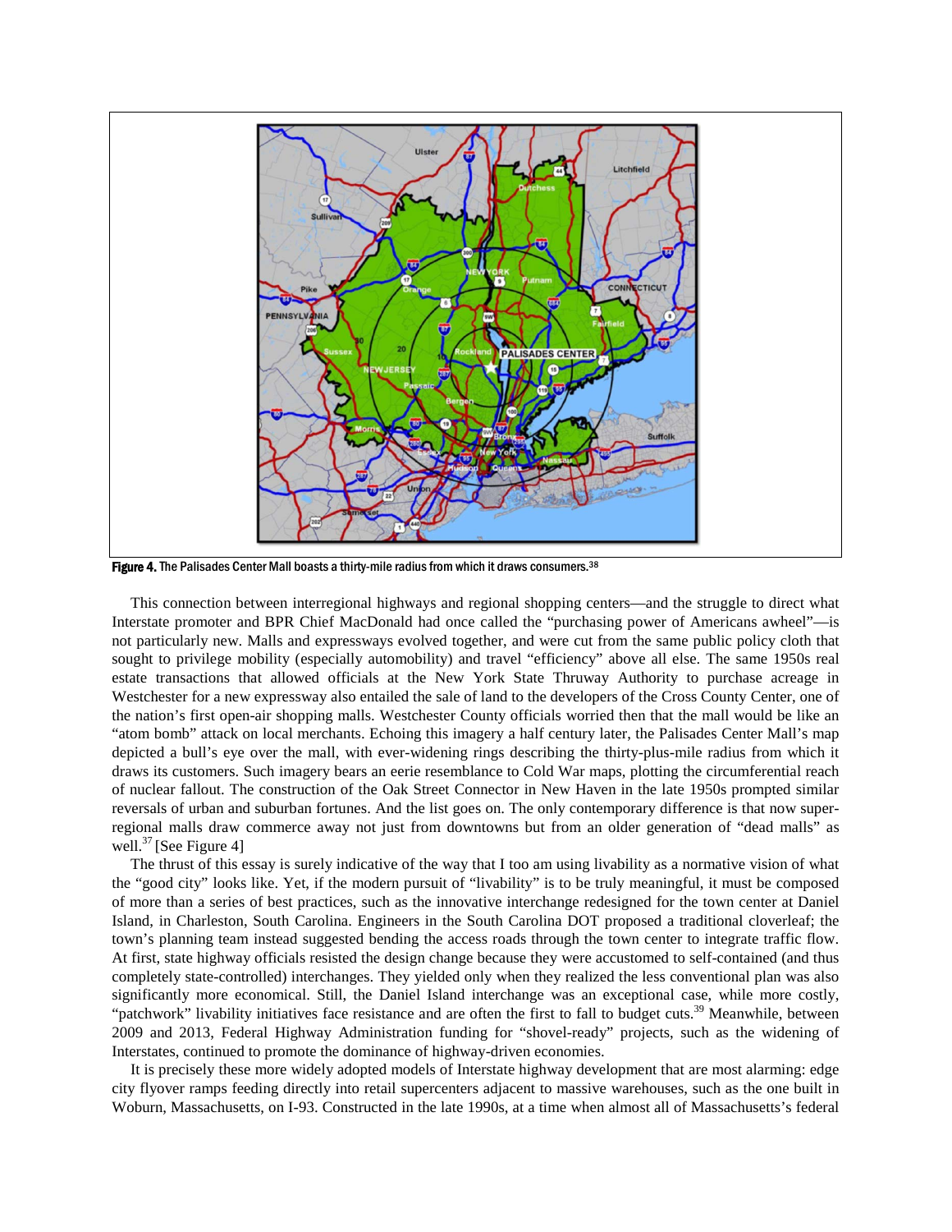**Figure 4.** The Palisades Center Mall boasts a thirty-mile radius from which it draws consumers.[38]

This connection between interregional highways and regional shopping centers—and the struggle to direct what Interstate promoter and BPR Chief MacDonald had once called the "purchasing power of Americans awheel"—is not particularly new. Malls and expressways evolved together, and were cut from the same public policy cloth that sought to privilege mobility (especially automobility) and travel "efficiency" above all else. The same 1950s real estate transactions that allowed officials at the New York State Thruway Authority to purchase acreage in Westchester for a new expressway also entailed the sale of land to the developers of the Cross County Center, one of the nation's first open-air shopping malls. Westchester County officials worried then that the mall would be like an "atom bomb" attack on local merchants. Echoing this imagery a half century later, the Palisades Center Mall's map depicted a bull's eye over the mall, with ever-widening rings describing the thirty-plus-mile radius from which it draws its customers. Such imagery bears an eerie resemblance to Cold War maps, plotting the circumferential reach of nuclear fallout. The construction of the Oak Street Connector in New Haven in the late 1950s prompted similar reversals of urban and suburban fortunes. And the list goes on. The only contemporary difference is that now super-regional malls draw commerce away not just from downtowns but from an older generation of "dead malls" as well.[37] [See Figure 4]

The thrust of this essay is surely indicative of the way that I too am using livability as a normative vision of what the "good city" looks like. Yet, if the modern pursuit of "livability" is to be truly meaningful, it must be composed of more than a series of best practices, such as the innovative interchange redesigned for the town center at Daniel Island, in Charleston, South Carolina. Engineers in the South Carolina DOT proposed a traditional cloverleaf; the town's planning team instead suggested bending the access roads through the town center to integrate traffic flow. At first, state highway officials resisted the design change because they were accustomed to self-contained (and thus completely state-controlled) interchanges. They yielded only when they realized the less conventional plan was also significantly more economical. Still, the Daniel Island interchange was an exceptional case, while more costly, "patchwork" livability initiatives face resistance and are often the first to fall to budget cuts.[39] Meanwhile, between 2009 and 2013, Federal Highway Administration funding for "shovel-ready" projects, such as the widening of Interstates, continued to promote the dominance of highway-driven economies.

It is precisely these more widely adopted models of Interstate highway development that are most alarming: edge city flyover ramps feeding directly into retail supercenters adjacent to massive warehouses, such as the one built in Woburn, Massachusetts, on I-93. Constructed in the late 1990s, at a time when almost all of Massachusetts's federal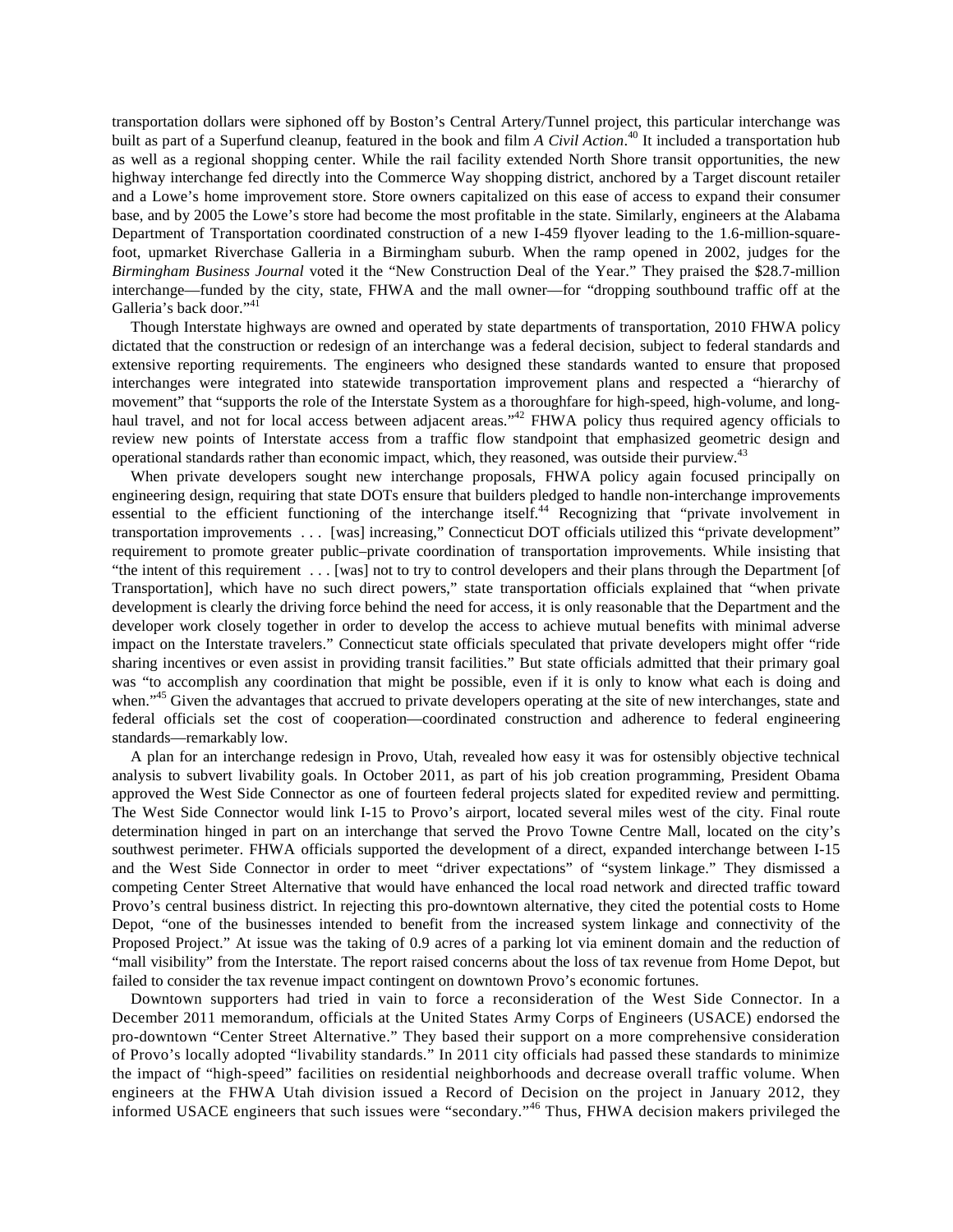transportation dollars were siphoned off by Boston's Central Artery/Tunnel project, this particular interchange was built as part of a Superfund cleanup, featured in the book and film *A Civil Action*.[40] It included a transportation hub as well as a regional shopping center. While the rail facility extended North Shore transit opportunities, the new highway interchange fed directly into the Commerce Way shopping district, anchored by a Target discount retailer and a Lowe's home improvement store. Store owners capitalized on this ease of access to expand their consumer base, and by 2005 the Lowe's store had become the most profitable in the state. Similarly, engineers at the Alabama Department of Transportation coordinated construction of a new I-459 flyover leading to the 1.6-million-square-foot, upmarket Riverchase Galleria in a Birmingham suburb. When the ramp opened in 2002, judges for the *Birmingham Business Journal* voted it the "New Construction Deal of the Year." They praised the $28.7-million interchange—funded by the city, state, FHWA and the mall owner—for "dropping southbound traffic off at the Galleria's back door."[41]

Though Interstate highways are owned and operated by state departments of transportation, 2010 FHWA policy dictated that the construction or redesign of an interchange was a federal decision, subject to federal standards and extensive reporting requirements. The engineers who designed these standards wanted to ensure that proposed interchanges were integrated into statewide transportation improvement plans and respected a "hierarchy of movement" that "supports the role of the Interstate System as a thoroughfare for high-speed, high-volume, and long-haul travel, and not for local access between adjacent areas."[42] FHWA policy thus required agency officials to review new points of Interstate access from a traffic flow standpoint that emphasized geometric design and operational standards rather than economic impact, which, they reasoned, was outside their purview.[43]

When private developers sought new interchange proposals, FHWA policy again focused principally on engineering design, requiring that state DOTs ensure that builders pledged to handle non-interchange improvements essential to the efficient functioning of the interchange itself.[44] Recognizing that "private involvement in transportation improvements . . . [was] increasing," Connecticut DOT officials utilized this "private development" requirement to promote greater public–private coordination of transportation improvements. While insisting that "the intent of this requirement . . . [was] not to try to control developers and their plans through the Department [of Transportation], which have no such direct powers," state transportation officials explained that "when private development is clearly the driving force behind the need for access, it is only reasonable that the Department and the developer work closely together in order to develop the access to achieve mutual benefits with minimal adverse impact on the Interstate travelers." Connecticut state officials speculated that private developers might offer "ride sharing incentives or even assist in providing transit facilities." But state officials admitted that their primary goal was "to accomplish any coordination that might be possible, even if it is only to know what each is doing and when."[45] Given the advantages that accrued to private developers operating at the site of new interchanges, state and federal officials set the cost of cooperation—coordinated construction and adherence to federal engineering standards—remarkably low.

A plan for an interchange redesign in Provo, Utah, revealed how easy it was for ostensibly objective technical analysis to subvert livability goals. In October 2011, as part of his job creation programming, President Obama approved the West Side Connector as one of fourteen federal projects slated for expedited review and permitting. The West Side Connector would link I-15 to Provo's airport, located several miles west of the city. Final route determination hinged in part on an interchange that served the Provo Towne Centre Mall, located on the city's southwest perimeter. FHWA officials supported the development of a direct, expanded interchange between I-15 and the West Side Connector in order to meet "driver expectations" of "system linkage." They dismissed a competing Center Street Alternative that would have enhanced the local road network and directed traffic toward Provo's central business district. In rejecting this pro-downtown alternative, they cited the potential costs to Home Depot, "one of the businesses intended to benefit from the increased system linkage and connectivity of the Proposed Project." At issue was the taking of 0.9 acres of a parking lot via eminent domain and the reduction of "mall visibility" from the Interstate. The report raised concerns about the loss of tax revenue from Home Depot, but failed to consider the tax revenue impact contingent on downtown Provo's economic fortunes.

Downtown supporters had tried in vain to force a reconsideration of the West Side Connector. In a December 2011 memorandum, officials at the United States Army Corps of Engineers (USACE) endorsed the pro-downtown "Center Street Alternative." They based their support on a more comprehensive consideration of Provo's locally adopted "livability standards." In 2011 city officials had passed these standards to minimize the impact of "high-speed" facilities on residential neighborhoods and decrease overall traffic volume. When engineers at the FHWA Utah division issued a Record of Decision on the project in January 2012, they informed USACE engineers that such issues were "secondary."[46] Thus, FHWA decision makers privileged the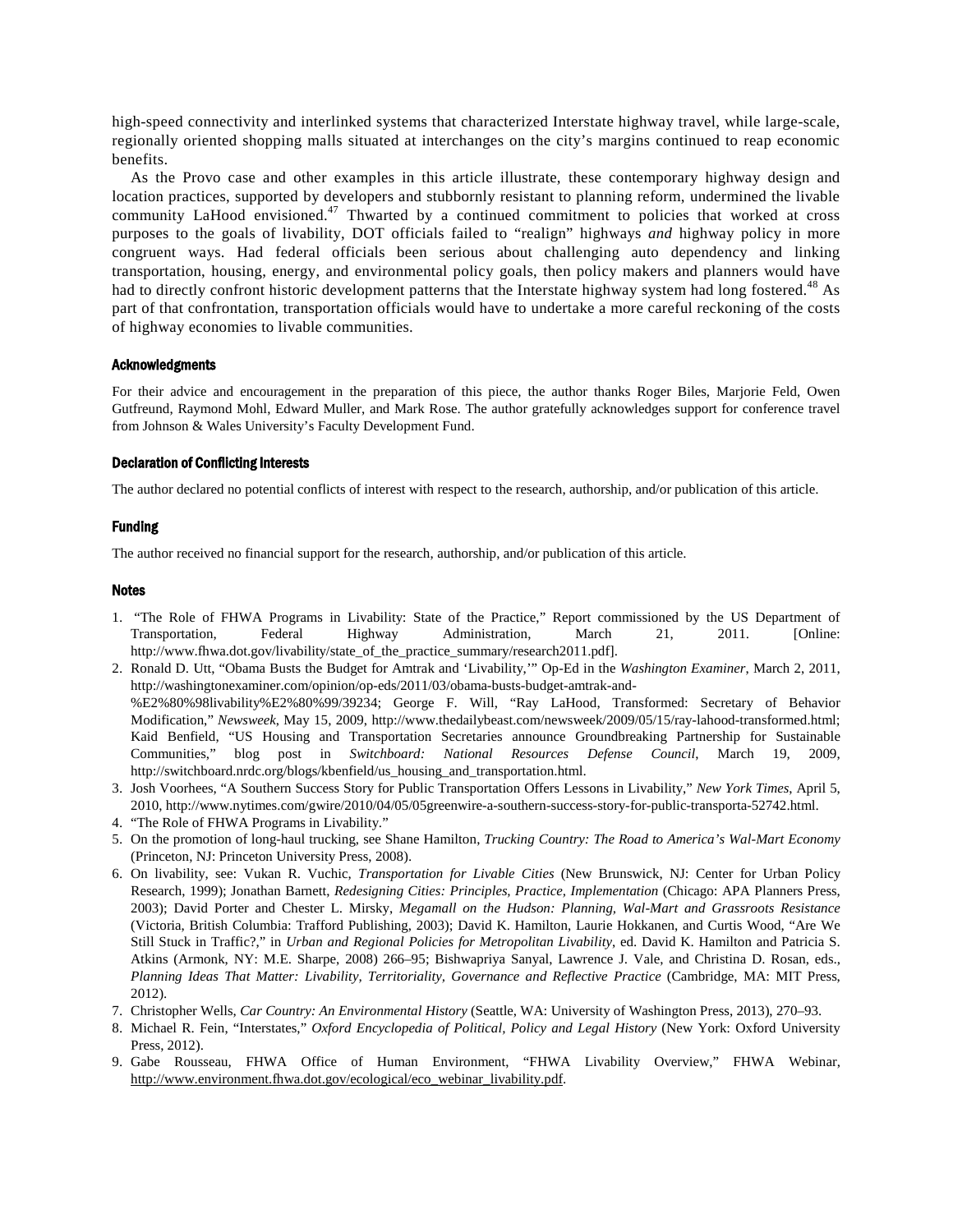high-speed connectivity and interlinked systems that characterized Interstate highway travel, while large-scale, regionally oriented shopping malls situated at interchanges on the city's margins continued to reap economic benefits.

As the Provo case and other examples in this article illustrate, these contemporary highway design and location practices, supported by developers and stubbornly resistant to planning reform, undermined the livable community LaHood envisioned.[47] Thwarted by a continued commitment to policies that worked at cross purposes to the goals of livability, DOT officials failed to "realign" highways *and* highway policy in more congruent ways. Had federal officials been serious about challenging auto dependency and linking transportation, housing, energy, and environmental policy goals, then policy makers and planners would have had to directly confront historic development patterns that the Interstate highway system had long fostered.[48] As part of that confrontation, transportation officials would have to undertake a more careful reckoning of the costs of highway economies to livable communities.

### Acknowledgments

For their advice and encouragement in the preparation of this piece, the author thanks Roger Biles, Marjorie Feld, Owen Gutfreund, Raymond Mohl, Edward Muller, and Mark Rose. The author gratefully acknowledges support for conference travel from Johnson & Wales University's Faculty Development Fund.

### Declaration of Conflicting Interests

The author declared no potential conflicts of interest with respect to the research, authorship, and/or publication of this article.

### Funding

The author received no financial support for the research, authorship, and/or publication of this article.

### Notes

1. "The Role of FHWA Programs in Livability: State of the Practice," Report commissioned by the US Department of Transportation, Federal Highway Administration, March 21, 2011. [Online: http://www.fhwa.dot.gov/livability/state_of_the_practice_summary/research2011.pdf].
2. Ronald D. Utt, "Obama Busts the Budget for Amtrak and 'Livability,'" Op-Ed in the *Washington Examiner*, March 2, 2011, http://washingtonexaminer.com/opinion/op-eds/2011/03/obama-busts-budget-amtrak-and-%E2%80%98livability%E2%80%99/39234; George F. Will, "Ray LaHood, Transformed: Secretary of Behavior Modification," *Newsweek*, May 15, 2009, http://www.thedailybeast.com/newsweek/2009/05/15/ray-lahood-transformed.html; Kaid Benfield, "US Housing and Transportation Secretaries announce Groundbreaking Partnership for Sustainable Communities," blog post in *Switchboard: National Resources Defense Council*, March 19, 2009, http://switchboard.nrdc.org/blogs/kbenfield/us_housing_and_transportation.html.
3. Josh Voorhees, "A Southern Success Story for Public Transportation Offers Lessons in Livability," *New York Times*, April 5, 2010, http://www.nytimes.com/gwire/2010/04/05/05greenwire-a-southern-success-story-for-public-transporta-52742.html.
4. "The Role of FHWA Programs in Livability."
5. On the promotion of long-haul trucking, see Shane Hamilton, *Trucking Country: The Road to America's Wal-Mart Economy* (Princeton, NJ: Princeton University Press, 2008).
6. On livability, see: Vukan R. Vuchic, *Transportation for Livable Cities* (New Brunswick, NJ: Center for Urban Policy Research, 1999); Jonathan Barnett, *Redesigning Cities: Principles, Practice, Implementation* (Chicago: APA Planners Press, 2003); David Porter and Chester L. Mirsky, *Megamall on the Hudson: Planning, Wal-Mart and Grassroots Resistance* (Victoria, British Columbia: Trafford Publishing, 2003); David K. Hamilton, Laurie Hokkanen, and Curtis Wood, "Are We Still Stuck in Traffic?," in *Urban and Regional Policies for Metropolitan Livability*, ed. David K. Hamilton and Patricia S. Atkins (Armonk, NY: M.E. Sharpe, 2008) 266–95; Bishwapriya Sanyal, Lawrence J. Vale, and Christina D. Rosan, eds., *Planning Ideas That Matter: Livability, Territoriality, Governance and Reflective Practice* (Cambridge, MA: MIT Press, 2012).
7. Christopher Wells, *Car Country: An Environmental History* (Seattle, WA: University of Washington Press, 2013), 270–93.
8. Michael R. Fein, "Interstates," *Oxford Encyclopedia of Political, Policy and Legal History* (New York: Oxford University Press, 2012).
9. Gabe Rousseau, FHWA Office of Human Environment, "FHWA Livability Overview," FHWA Webinar, http://www.environment.fhwa.dot.gov/ecological/eco_webinar_livability.pdf.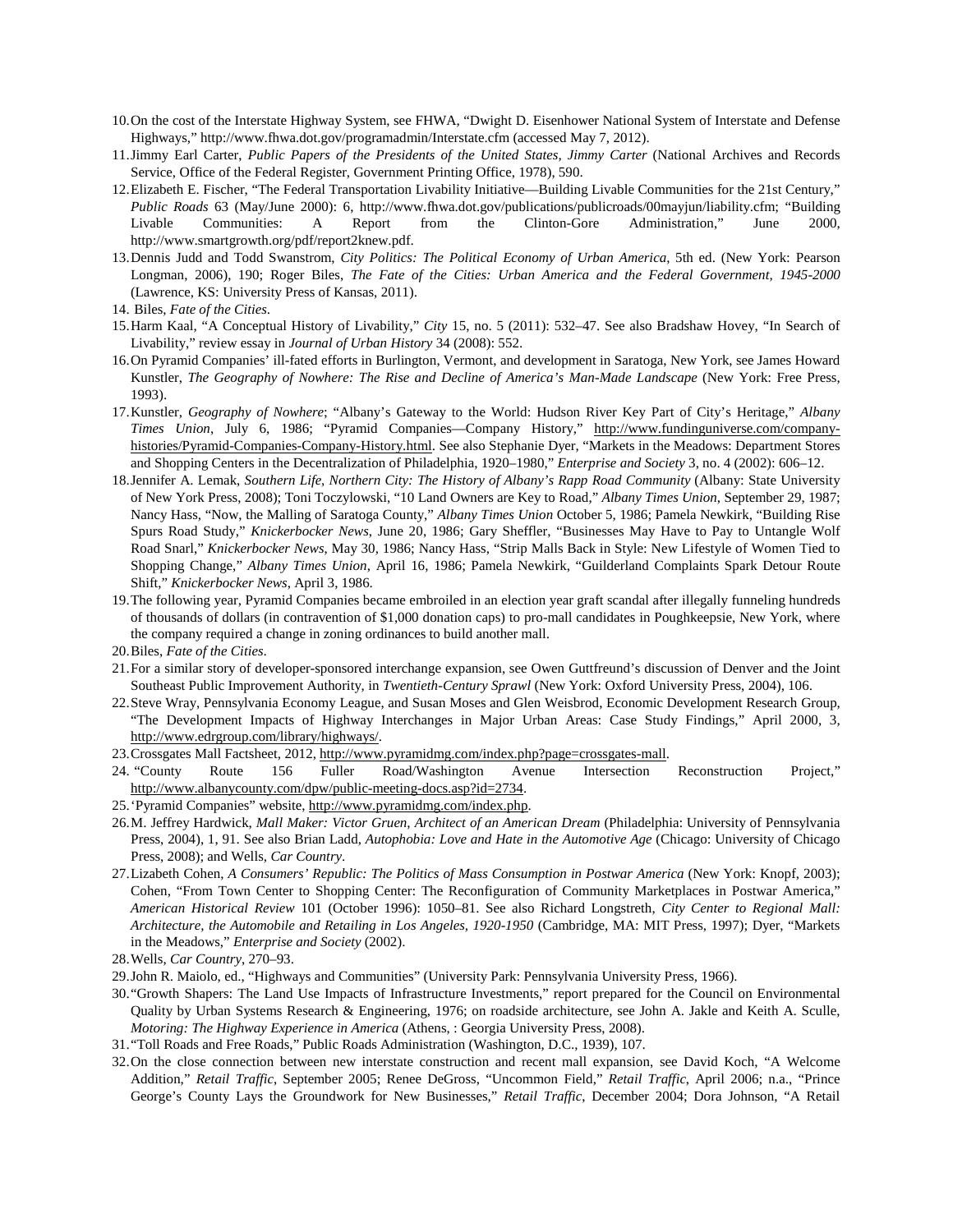10. On the cost of the Interstate Highway System, see FHWA, "Dwight D. Eisenhower National System of Interstate and Defense Highways," http://www.fhwa.dot.gov/programadmin/Interstate.cfm (accessed May 7, 2012).
11. Jimmy Earl Carter, *Public Papers of the Presidents of the United States, Jimmy Carter* (National Archives and Records Service, Office of the Federal Register, Government Printing Office, 1978), 590.
12. Elizabeth E. Fischer, "The Federal Transportation Livability Initiative—Building Livable Communities for the 21st Century," *Public Roads* 63 (May/June 2000): 6, http://www.fhwa.dot.gov/publications/publicroads/00mayjun/liability.cfm; "Building Livable Communities: A Report from the Clinton-Gore Administration," June 2000, http://www.smartgrowth.org/pdf/report2knew.pdf.
13. Dennis Judd and Todd Swanstrom, *City Politics: The Political Economy of Urban America*, 5th ed. (New York: Pearson Longman, 2006), 190; Roger Biles, *The Fate of the Cities: Urban America and the Federal Government, 1945-2000* (Lawrence, KS: University Press of Kansas, 2011).
14. Biles, *Fate of the Cities*.
15. Harm Kaal, "A Conceptual History of Livability," *City* 15, no. 5 (2011): 532–47. See also Bradshaw Hovey, "In Search of Livability," review essay in *Journal of Urban History* 34 (2008): 552.
16. On Pyramid Companies' ill-fated efforts in Burlington, Vermont, and development in Saratoga, New York, see James Howard Kunstler, *The Geography of Nowhere: The Rise and Decline of America's Man-Made Landscape* (New York: Free Press, 1993).
17. Kunstler, *Geography of Nowhere*; "Albany's Gateway to the World: Hudson River Key Part of City's Heritage," *Albany Times Union*, July 6, 1986; "Pyramid Companies—Company History," http://www.fundinguniverse.com/company-histories/Pyramid-Companies-Company-History.html. See also Stephanie Dyer, "Markets in the Meadows: Department Stores and Shopping Centers in the Decentralization of Philadelphia, 1920–1980," *Enterprise and Society* 3, no. 4 (2002): 606–12.
18. Jennifer A. Lemak, *Southern Life, Northern City: The History of Albany's Rapp Road Community* (Albany: State University of New York Press, 2008); Toni Toczylowski, "10 Land Owners are Key to Road," *Albany Times Union*, September 29, 1987; Nancy Hass, "Now, the Malling of Saratoga County," *Albany Times Union* October 5, 1986; Pamela Newkirk, "Building Rise Spurs Road Study," *Knickerbocker News*, June 20, 1986; Gary Sheffler, "Businesses May Have to Pay to Untangle Wolf Road Snarl," *Knickerbocker News*, May 30, 1986; Nancy Hass, "Strip Malls Back in Style: New Lifestyle of Women Tied to Shopping Change," *Albany Times Union*, April 16, 1986; Pamela Newkirk, "Guilderland Complaints Spark Detour Route Shift," *Knickerbocker News*, April 3, 1986.
19. The following year, Pyramid Companies became embroiled in an election year graft scandal after illegally funneling hundreds of thousands of dollars (in contravention of $1,000 donation caps) to pro-mall candidates in Poughkeepsie, New York, where the company required a change in zoning ordinances to build another mall.
20. Biles, *Fate of the Cities*.
21. For a similar story of developer-sponsored interchange expansion, see Owen Guttfreund's discussion of Denver and the Joint Southeast Public Improvement Authority, in *Twentieth-Century Sprawl* (New York: Oxford University Press, 2004), 106.
22. Steve Wray, Pennsylvania Economy League, and Susan Moses and Glen Weisbrod, Economic Development Research Group, "The Development Impacts of Highway Interchanges in Major Urban Areas: Case Study Findings," April 2000, 3, http://www.edrgroup.com/library/highways/.
23. Crossgates Mall Factsheet, 2012, http://www.pyramidmg.com/index.php?page=crossgates-mall.
24. "County Route 156 Fuller Road/Washington Avenue Intersection Reconstruction Project," http://www.albanycounty.com/dpw/public-meeting-docs.asp?id=2734.
25. 'Pyramid Companies" website, http://www.pyramidmg.com/index.php.
26. M. Jeffrey Hardwick, *Mall Maker: Victor Gruen, Architect of an American Dream* (Philadelphia: University of Pennsylvania Press, 2004), 1, 91. See also Brian Ladd, *Autophobia: Love and Hate in the Automotive Age* (Chicago: University of Chicago Press, 2008); and Wells, *Car Country*.
27. Lizabeth Cohen, *A Consumers' Republic: The Politics of Mass Consumption in Postwar America* (New York: Knopf, 2003); Cohen, "From Town Center to Shopping Center: The Reconfiguration of Community Marketplaces in Postwar America," *American Historical Review* 101 (October 1996): 1050–81. See also Richard Longstreth, *City Center to Regional Mall: Architecture, the Automobile and Retailing in Los Angeles, 1920-1950* (Cambridge, MA: MIT Press, 1997); Dyer, "Markets in the Meadows," *Enterprise and Society* (2002).
28. Wells, *Car Country*, 270–93.
29. John R. Maiolo, ed., "Highways and Communities" (University Park: Pennsylvania University Press, 1966).
30. "Growth Shapers: The Land Use Impacts of Infrastructure Investments," report prepared for the Council on Environmental Quality by Urban Systems Research & Engineering, 1976; on roadside architecture, see John A. Jakle and Keith A. Sculle, *Motoring: The Highway Experience in America* (Athens, : Georgia University Press, 2008).
31. "Toll Roads and Free Roads," Public Roads Administration (Washington, D.C., 1939), 107.
32. On the close connection between new interstate construction and recent mall expansion, see David Koch, "A Welcome Addition," *Retail Traffic*, September 2005; Renee DeGross, "Uncommon Field," *Retail Traffic*, April 2006; n.a., "Prince George's County Lays the Groundwork for New Businesses," *Retail Traffic*, December 2004; Dora Johnson, "A Retail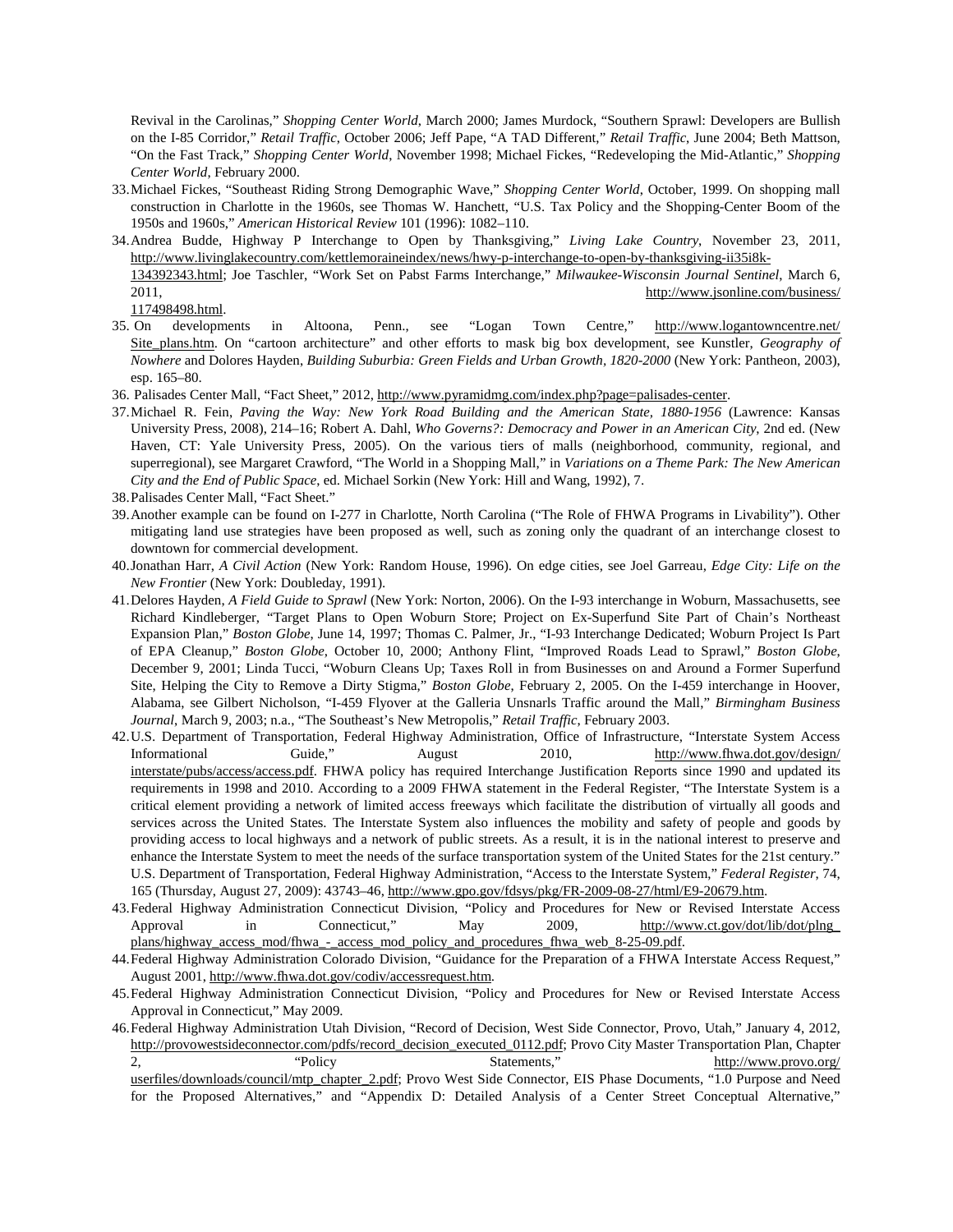Revival in the Carolinas," *Shopping Center World*, March 2000; James Murdock, "Southern Sprawl: Developers are Bullish on the I-85 Corridor," *Retail Traffic*, October 2006; Jeff Pape, "A TAD Different," *Retail Traffic*, June 2004; Beth Mattson, "On the Fast Track," *Shopping Center World*, November 1998; Michael Fickes, "Redeveloping the Mid-Atlantic," *Shopping Center World*, February 2000.

33. Michael Fickes, "Southeast Riding Strong Demographic Wave," *Shopping Center World*, October, 1999. On shopping mall construction in Charlotte in the 1960s, see Thomas W. Hanchett, "U.S. Tax Policy and the Shopping-Center Boom of the 1950s and 1960s," *American Historical Review* 101 (1996): 1082–110.
34. Andrea Budde, Highway P Interchange to Open by Thanksgiving," *Living Lake Country*, November 23, 2011, http://www.livinglakecountry.com/kettlemoraineindex/news/hwy-p-interchange-to-open-by-thanksgiving-ii35i8k-134392343.html; Joe Taschler, "Work Set on Pabst Farms Interchange," *Milwaukee-Wisconsin Journal Sentinel*, March 6, 2011, http://www.jsonline.com/business/117498498.html.
35. On developments in Altoona, Penn., see "Logan Town Centre," http://www.logantowncentre.net/Site_plans.htm. On "cartoon architecture" and other efforts to mask big box development, see Kunstler, *Geography of Nowhere* and Dolores Hayden, *Building Suburbia: Green Fields and Urban Growth, 1820-2000* (New York: Pantheon, 2003), esp. 165–80.
36. Palisades Center Mall, "Fact Sheet," 2012, http://www.pyramidmg.com/index.php?page=palisades-center.
37. Michael R. Fein, *Paving the Way: New York Road Building and the American State, 1880-1956* (Lawrence: Kansas University Press, 2008), 214–16; Robert A. Dahl, *Who Governs?: Democracy and Power in an American City*, 2nd ed. (New Haven, CT: Yale University Press, 2005). On the various tiers of malls (neighborhood, community, regional, and superregional), see Margaret Crawford, "The World in a Shopping Mall," in *Variations on a Theme Park: The New American City and the End of Public Space*, ed. Michael Sorkin (New York: Hill and Wang, 1992), 7.
38. Palisades Center Mall, "Fact Sheet."
39. Another example can be found on I-277 in Charlotte, North Carolina ("The Role of FHWA Programs in Livability"). Other mitigating land use strategies have been proposed as well, such as zoning only the quadrant of an interchange closest to downtown for commercial development.
40. Jonathan Harr, *A Civil Action* (New York: Random House, 1996). On edge cities, see Joel Garreau, *Edge City: Life on the New Frontier* (New York: Doubleday, 1991).
41. Delores Hayden, *A Field Guide to Sprawl* (New York: Norton, 2006). On the I-93 interchange in Woburn, Massachusetts, see Richard Kindleberger, "Target Plans to Open Woburn Store; Project on Ex-Superfund Site Part of Chain's Northeast Expansion Plan," *Boston Globe*, June 14, 1997; Thomas C. Palmer, Jr., "I-93 Interchange Dedicated; Woburn Project Is Part of EPA Cleanup," *Boston Globe*, October 10, 2000; Anthony Flint, "Improved Roads Lead to Sprawl," *Boston Globe*, December 9, 2001; Linda Tucci, "Woburn Cleans Up; Taxes Roll in from Businesses on and Around a Former Superfund Site, Helping the City to Remove a Dirty Stigma," *Boston Globe*, February 2, 2005. On the I-459 interchange in Hoover, Alabama, see Gilbert Nicholson, "I-459 Flyover at the Galleria Unsnarls Traffic around the Mall," *Birmingham Business Journal*, March 9, 2003; n.a., "The Southeast's New Metropolis," *Retail Traffic*, February 2003.
42. U.S. Department of Transportation, Federal Highway Administration, Office of Infrastructure, "Interstate System Access Informational Guide," August 2010, http://www.fhwa.dot.gov/design/interstate/pubs/access/access.pdf. FHWA policy has required Interchange Justification Reports since 1990 and updated its requirements in 1998 and 2010. According to a 2009 FHWA statement in the Federal Register, "The Interstate System is a critical element providing a network of limited access freeways which facilitate the distribution of virtually all goods and services across the United States. The Interstate System also influences the mobility and safety of people and goods by providing access to local highways and a network of public streets. As a result, it is in the national interest to preserve and enhance the Interstate System to meet the needs of the surface transportation system of the United States for the 21st century." U.S. Department of Transportation, Federal Highway Administration, "Access to the Interstate System," *Federal Register*, 74, 165 (Thursday, August 27, 2009): 43743–46, http://www.gpo.gov/fdsys/pkg/FR-2009-08-27/html/E9-20679.htm.
43. Federal Highway Administration Connecticut Division, "Policy and Procedures for New or Revised Interstate Access Approval in Connecticut," May 2009, http://www.ct.gov/dot/lib/dot/plng_plans/highway_access_mod/fhwa_-_access_mod_policy_and_procedures_fhwa_web_8-25-09.pdf.
44. Federal Highway Administration Colorado Division, "Guidance for the Preparation of a FHWA Interstate Access Request," August 2001, http://www.fhwa.dot.gov/codiv/accessrequest.htm.
45. Federal Highway Administration Connecticut Division, "Policy and Procedures for New or Revised Interstate Access Approval in Connecticut," May 2009.
46. Federal Highway Administration Utah Division, "Record of Decision, West Side Connector, Provo, Utah," January 4, 2012, http://provowestsideconnector.com/pdfs/record_decision_executed_0112.pdf; Provo City Master Transportation Plan, Chapter 2, "Policy Statements," http://www.provo.org/userfiles/downloads/council/mtp_chapter_2.pdf; Provo West Side Connector, EIS Phase Documents, "1.0 Purpose and Need for the Proposed Alternatives," and "Appendix D: Detailed Analysis of a Center Street Conceptual Alternative,"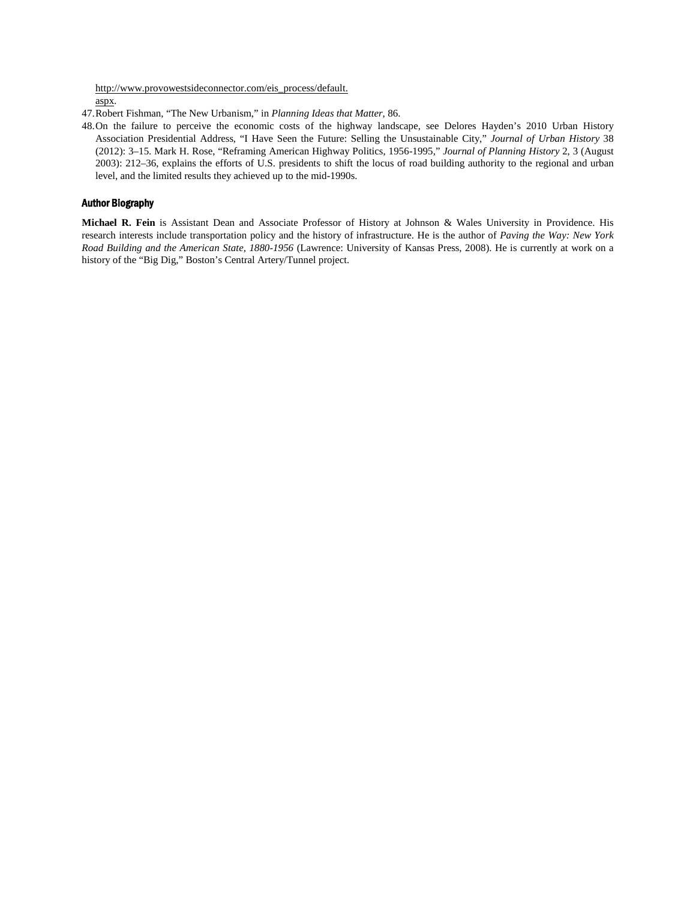http://www.provowestsideconnector.com/eis_process/default.aspx.

47. Robert Fishman, "The New Urbanism," in *Planning Ideas that Matter*, 86.
48. On the failure to perceive the economic costs of the highway landscape, see Delores Hayden's 2010 Urban History Association Presidential Address, "I Have Seen the Future: Selling the Unsustainable City," *Journal of Urban History* 38 (2012): 3–15. Mark H. Rose, "Reframing American Highway Politics, 1956-1995," *Journal of Planning History* 2, 3 (August 2003): 212–36, explains the efforts of U.S. presidents to shift the locus of road building authority to the regional and urban level, and the limited results they achieved up to the mid-1990s.

### Author Biography

**Michael R. Fein** is Assistant Dean and Associate Professor of History at Johnson & Wales University in Providence. His research interests include transportation policy and the history of infrastructure. He is the author of *Paving the Way: New York Road Building and the American State, 1880-1956* (Lawrence: University of Kansas Press, 2008). He is currently at work on a history of the "Big Dig," Boston's Central Artery/Tunnel project.